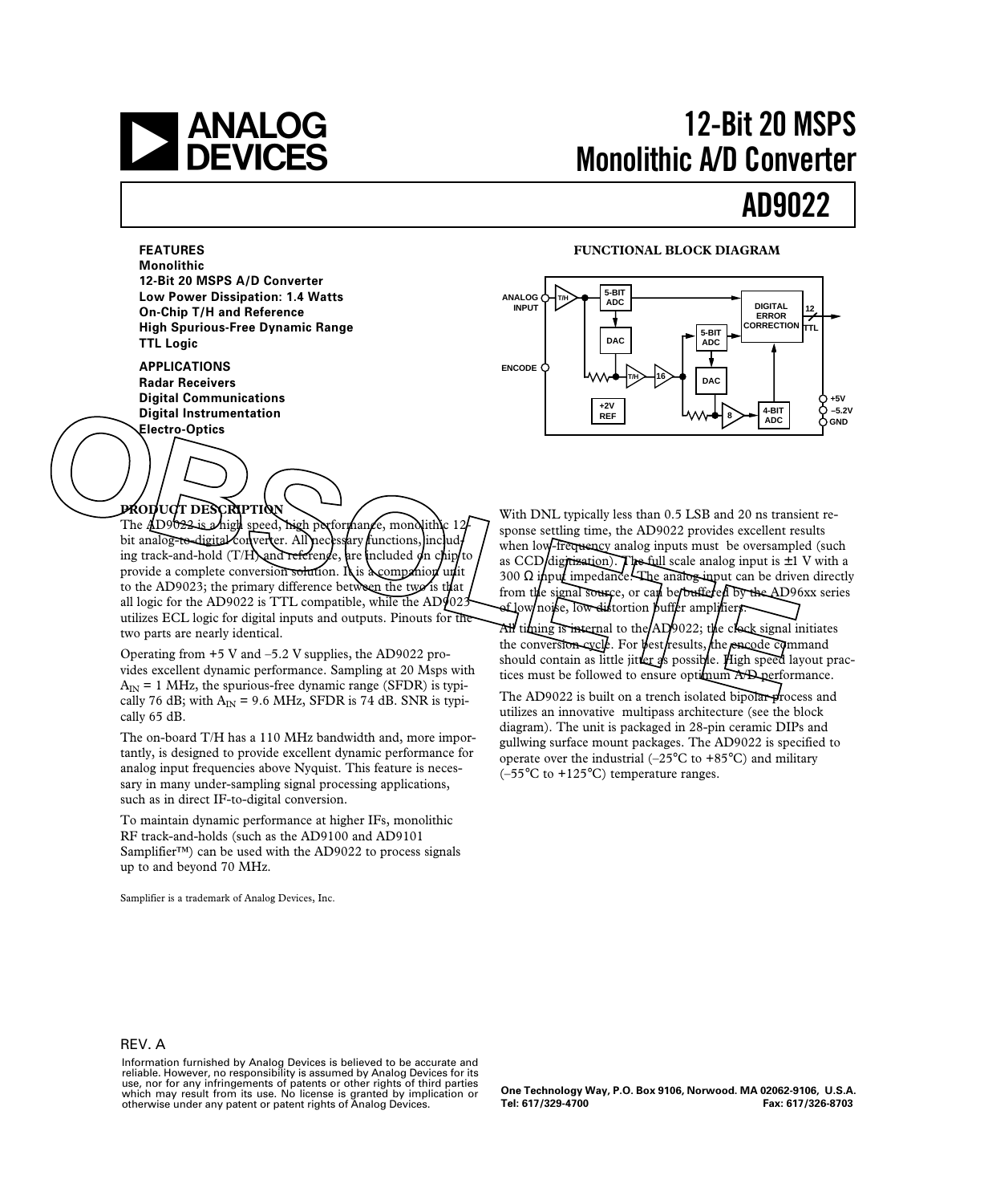# 12-Bit 20 MSPS Monolithic A/D Converter

# AD9022

## FEATURES

**Monolithic**
**12-Bit 20 MSPS A/D Converter**
**Low Power Dissipation: 1.4 Watts**
**On-Chip T/H and Reference**
**High Spurious-Free Dynamic Range**
**TTL Logic**

## APPLICATIONS

**Radar Receivers**
**Digital Communications**
**Digital Instrumentation**
**Electro-Optics**

### FUNCTIONAL BLOCK DIAGRAM

## PRODUCT DESCRIPTION

The AD9022 is a high speed, high performance, monolithic 12-bit analog-to-digital converter. All necessary functions, including track-and-hold (T/H) and reference, are included on chip to provide a complete conversion solution. It is a companion unit to the AD9023; the primary difference between the two is that all logic for the AD9022 is TTL compatible, while the AD9023 utilizes ECL logic for digital inputs and outputs. Pinouts for the two parts are nearly identical.

Operating from +5 V and –5.2 V supplies, the AD9022 provides excellent dynamic performance. Sampling at 20 Msps with $A_{IN}$ = 1 MHz, the spurious-free dynamic range (SFDR) is typically 76 dB; with $A_{IN}$ = 9.6 MHz, SFDR is 74 dB. SNR is typically 65 dB.

The on-board T/H has a 110 MHz bandwidth and, more importantly, is designed to provide excellent dynamic performance for analog input frequencies above Nyquist. This feature is necessary in many under-sampling signal processing applications, such as in direct IF-to-digital conversion.

To maintain dynamic performance at higher IFs, monolithic RF track-and-holds (such as the AD9100 and AD9101 Samplifier™) can be used with the AD9022 to process signals up to and beyond 70 MHz.

With DNL typically less than 0.5 LSB and 20 ns transient response settling time, the AD9022 provides excellent results when low-frequency analog inputs must be oversampled (such as CCD digitization). The full scale analog input is ±1 V with a 300 Ω input impedance. The analog input can be driven directly from the signal source, or can be buffered by the AD96xx series of low noise, low distortion buffer amplifiers.

All timing is internal to the AD9022; the clock signal initiates the conversion cycle. For best results, the encode command should contain as little jitter as possible. High speed layout practices must be followed to ensure optimum A/D performance.

The AD9022 is built on a trench isolated bipolar process and utilizes an innovative multipass architecture (see the block diagram). The unit is packaged in 28-pin ceramic DIPs and gullwing surface mount packages. The AD9022 is specified to operate over the industrial (–25°C to +85°C) and military (–55°C to +125°C) temperature ranges.

Samplifier is a trademark of Analog Devices, Inc.

REV. A

Information furnished by Analog Devices is believed to be accurate and reliable. However, no responsibility is assumed by Analog Devices for its use, nor for any infringements of patents or other rights of third parties which may result from its use. No license is granted by implication or otherwise under any patent or patent rights of Analog Devices.

One Technology Way, P.O. Box 9106, Norwood. MA 02062-9106, U.S.A.
Tel: 617/329-4700 Fax: 617/326-8703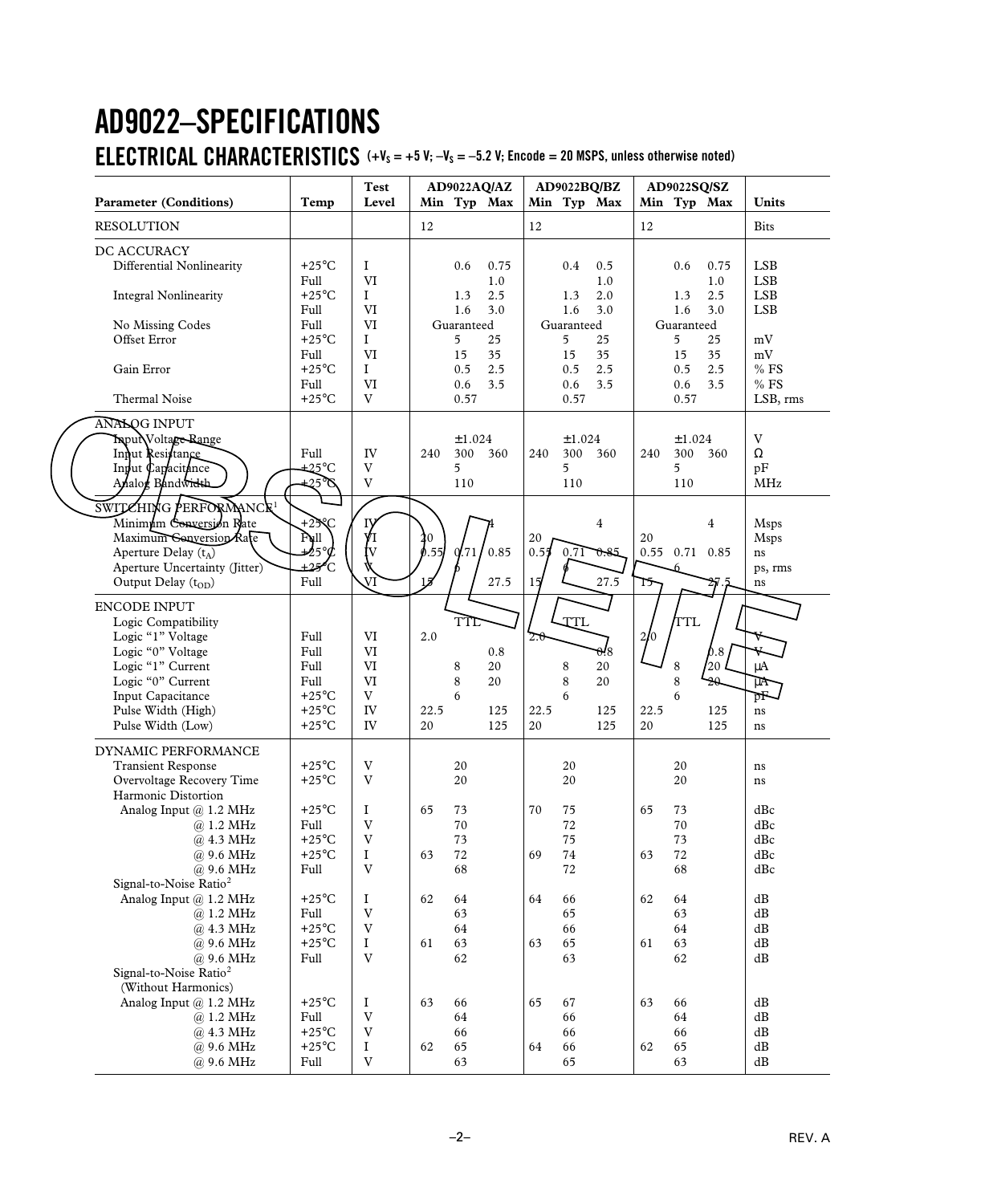# AD9022–SPECIFICATIONS

## ELECTRICAL CHARACTERISTICS (+$V_S$ = +5 V; –$V_S$ = –5.2 V; Encode = 20 MSPS, unless otherwise noted)

| Parameter (Conditions) | Temp | Test Level | AD9022AQ/AZ Min | AD9022AQ/AZ Typ | AD9022AQ/AZ Max | AD9022BQ/BZ Min | AD9022BQ/BZ Typ | AD9022BQ/BZ Max | AD9022SQ/SZ Min | AD9022SQ/SZ Typ | AD9022SQ/SZ Max | Units |
|---|---|---|---|---|---|---|---|---|---|---|---|---|
| RESOLUTION | | | 12 | | | 12 | | | 12 | | | Bits |
| DC ACCURACY | | | | | | | | | | | | |
| Differential Nonlinearity | +25°C | I | | 0.6 | 0.75 | | 0.4 | 0.5 | | 0.6 | 0.75 | LSB |
| | Full | VI | | | 1.0 | | | 1.0 | | | 1.0 | LSB |
| Integral Nonlinearity | +25°C | I | | 1.3 | 2.5 | | 1.3 | 2.0 | | 1.3 | 2.5 | LSB |
| | Full | VI | | 1.6 | 3.0 | | 1.6 | 3.0 | | 1.6 | 3.0 | LSB |
| No Missing Codes | Full | VI | | Guaranteed | | | Guaranteed | | | Guaranteed | | |
| Offset Error | +25°C | I | | 5 | 25 | | 5 | 25 | | 5 | 25 | mV |
| | Full | VI | | 15 | 35 | | 15 | 35 | | 15 | 35 | mV |
| Gain Error | +25°C | I | | 0.5 | 2.5 | | 0.5 | 2.5 | | 0.5 | 2.5 | % FS |
| | Full | VI | | 0.6 | 3.5 | | 0.6 | 3.5 | | 0.6 | 3.5 | % FS |
| Thermal Noise | +25°C | V | | 0.57 | | | 0.57 | | | 0.57 | | LSB, rms |
| ANALOG INPUT | | | | | | | | | | | | |
| Input Voltage Range | | | | ±1.024 | | | ±1.024 | | | ±1.024 | | V |
| Input Resistance | Full | IV | 240 | 300 | 360 | 240 | 300 | 360 | 240 | 300 | 360 | Ω |
| Input Capacitance | +25°C | V | | 5 | | | 5 | | | 5 | | pF |
| Analog Bandwidth | +25°C | V | | 110 | | | 110 | | | 110 | | MHz |
| SWITCHING PERFORMANCE[1] | | | | | | | | | | | | |
| Minimum Conversion Rate | +25°C | IV | | | 4 | | | 4 | | | 4 | Msps |
| Maximum Conversion Rate | Full | VI | 20 | | | 20 | | | 20 | | | Msps |
| Aperture Delay ($t_A$) | +25°C | IV | 0.55 | 0.71 | 0.85 | 0.55 | 0.71 | 0.85 | 0.55 | 0.71 | 0.85 | ns |
| Aperture Uncertainty (Jitter) | +25°C | V | | 6 | | | 6 | | | 6 | | ps, rms |
| Output Delay ($t_{OD}$) | Full | VI | 15 | | 27.5 | 15 | | 27.5 | 15 | | 27.5 | ns |
| ENCODE INPUT | | | | | | | | | | | | |
| Logic Compatibility | | | | TTL | | | TTL | | | TTL | | |
| Logic "1" Voltage | Full | VI | 2.0 | | | 2.0 | | | 2.0 | | | V |
| Logic "0" Voltage | Full | VI | | | 0.8 | | | 0.8 | | | 0.8 | V |
| Logic "1" Current | Full | VI | | 8 | 20 | | 8 | 20 | | 8 | 20 | μA |
| Logic "0" Current | Full | VI | | 8 | 20 | | 8 | 20 | | 8 | 20 | μA |
| Input Capacitance | +25°C | V | | 6 | | | 6 | | | 6 | | pF |
| Pulse Width (High) | +25°C | IV | 22.5 | | 125 | 22.5 | | 125 | 22.5 | | 125 | ns |
| Pulse Width (Low) | +25°C | IV | 20 | | 125 | 20 | | 125 | 20 | | 125 | ns |
| DYNAMIC PERFORMANCE | | | | | | | | | | | | |
| Transient Response | +25°C | V | | 20 | | | 20 | | | 20 | | ns |
| Overvoltage Recovery Time | +25°C | V | | 20 | | | 20 | | | 20 | | ns |
| Harmonic Distortion | | | | | | | | | | | | |
| Analog Input @ 1.2 MHz | +25°C | I | 65 | 73 | | 70 | 75 | | 65 | 73 | | dBc |
| @ 1.2 MHz | Full | V | | 70 | | | 72 | | | 70 | | dBc |
| @ 4.3 MHz | +25°C | V | | 73 | | | 75 | | | 73 | | dBc |
| @ 9.6 MHz | +25°C | I | 63 | 72 | | 69 | 74 | | 63 | 72 | | dBc |
| @ 9.6 MHz | Full | V | | 68 | | | 72 | | | 68 | | dBc |
| Signal-to-Noise Ratio[2] | | | | | | | | | | | | |
| Analog Input @ 1.2 MHz | +25°C | I | 62 | 64 | | 64 | 66 | | 62 | 64 | | dB |
| @ 1.2 MHz | Full | V | | 63 | | | 65 | | | 63 | | dB |
| @ 4.3 MHz | +25°C | V | | 64 | | | 66 | | | 64 | | dB |
| @ 9.6 MHz | +25°C | I | 61 | 63 | | 63 | 65 | | 61 | 63 | | dB |
| @ 9.6 MHz | Full | V | | 62 | | | 63 | | | 62 | | dB |
| Signal-to-Noise Ratio[2] (Without Harmonics) | | | | | | | | | | | | |
| Analog Input @ 1.2 MHz | +25°C | I | 63 | 66 | | 65 | 67 | | 63 | 66 | | dB |
| @ 1.2 MHz | Full | V | | 64 | | | 66 | | | 64 | | dB |
| @ 4.3 MHz | +25°C | V | | 66 | | | 66 | | | 66 | | dB |
| @ 9.6 MHz | +25°C | I | 62 | 65 | | 64 | 66 | | 62 | 65 | | dB |
| @ 9.6 MHz | Full | V | | 63 | | | 65 | | | 63 | | dB |

REV. A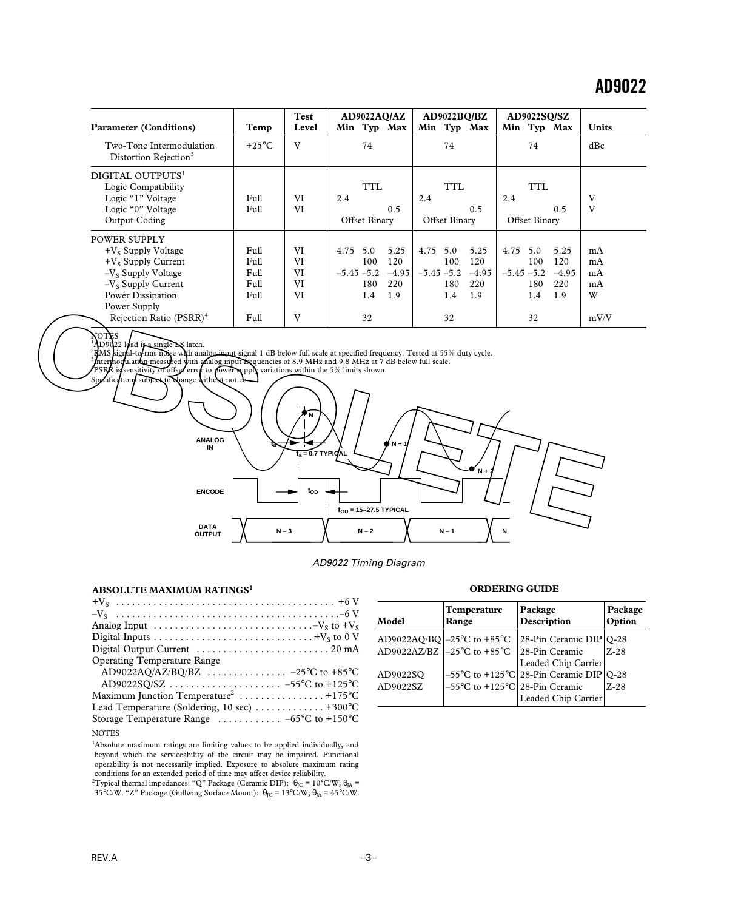| Parameter (Conditions) | Temp | Test Level | AD9022AQ/AZ Min | AD9022AQ/AZ Typ | AD9022AQ/AZ Max | AD9022BQ/BZ Min | AD9022BQ/BZ Typ | AD9022BQ/BZ Max | AD9022SQ/SZ Min | AD9022SQ/SZ Typ | AD9022SQ/SZ Max | Units |
|---|---|---|---|---|---|---|---|---|---|---|---|---|
| Two-Tone Intermodulation Distortion Rejection[3] | +25°C | V | | 74 | | | 74 | | | 74 | | dBc |
| DIGITAL OUTPUTS[1] | | | | | | | | | | | | |
| Logic Compatibility | | | | TTL | | | TTL | | | TTL | | |
| Logic "1" Voltage | Full | VI | 2.4 | | | 2.4 | | | 2.4 | | | V |
| Logic "0" Voltage | Full | VI | | | 0.5 | | | 0.5 | | | 0.5 | V |
| Output Coding | | | | Offset Binary | | | Offset Binary | | | Offset Binary | | |
| POWER SUPPLY | | | | | | | | | | | | |
| $+V_S$ Supply Voltage | Full | VI | 4.75 | 5.0 | 5.25 | 4.75 | 5.0 | 5.25 | 4.75 | 5.0 | 5.25 | mA |
| $+V_S$ Supply Current | Full | VI | | 100 | 120 | | 100 | 120 | | 100 | 120 | mA |
| $-V_S$ Supply Voltage | Full | VI | –5.45 | –5.2 | –4.95 | –5.45 | –5.2 | –4.95 | –5.45 | –5.2 | –4.95 | mA |
| $-V_S$ Supply Current | Full | VI | | 180 | 220 | | 180 | 220 | | 180 | 220 | mA |
| Power Dissipation | Full | VI | | 1.4 | 1.9 | | 1.4 | 1.9 | | 1.4 | 1.9 | W |
| Power Supply Rejection Ratio (PSRR)[4] | Full | V | | 32 | | | 32 | | | 32 | | mV/V |

NOTES
[1]AD9022 load is a single LS latch.
[2]RMS signal-to-rms noise with analog input signal 1 dB below full scale at specified frequency. Tested at 55% duty cycle.
[3]Intermodulation measured with analog input frequencies of 8.9 MHz and 9.8 MHz at 7 dB below full scale.
[4]PSRR is sensitivity of offset error to power supply variations within the 5% limits shown.
Specifications subject to change without notice.

*AD9022 Timing Diagram*

## ABSOLUTE MAXIMUM RATINGS[1]

$+V_S$ . . . . . . . . . . . . . . . . . . . . . . . . . . . . . . . . . . . . . . . . +6 V
$-V_S$ . . . . . . . . . . . . . . . . . . . . . . . . . . . . . . . . . . . . . . . . –6 V
Analog Input . . . . . . . . . . . . . . . . . . . . . . . . . . . . . $-V_S$ to $+V_S$
Digital Inputs . . . . . . . . . . . . . . . . . . . . . . . . . . . . . $+V_S$ to 0 V
Digital Output Current . . . . . . . . . . . . . . . . . . . . . . . . . 20 mA
Operating Temperature Range
AD9022AQ/AZ/BQ/BZ . . . . . . . . . . . . . . . –25°C to +85°C
AD9022SQ/SZ . . . . . . . . . . . . . . . . . . . . –55°C to +125°C
Maximum Junction Temperature[2] . . . . . . . . . . . . . . . +175°C
Lead Temperature (Soldering, 10 sec) . . . . . . . . . . . . +300°C
Storage Temperature Range . . . . . . . . . . . –65°C to +150°C

NOTES
[1]Absolute maximum ratings are limiting values to be applied individually, and beyond which the serviceability of the circuit may be impaired. Functional operability is not necessarily implied. Exposure to absolute maximum rating conditions for an extended period of time may affect device reliability.
[2]Typical thermal impedances: "Q" Package (Ceramic DIP): $\theta_{JC}$ = 10°C/W; $\theta_{JA}$ = 35°C/W. "Z" Package (Gullwing Surface Mount): $\theta_{JC}$ = 13°C/W; $\theta_{JA}$ = 45°C/W.

## ORDERING GUIDE

| Model | Temperature Range | Package Description | Package Option |
|---|---|---|---|
| AD9022AQ/BQ | –25°C to +85°C | 28-Pin Ceramic DIP | Q-28 |
| AD9022AZ/BZ | –25°C to +85°C | 28-Pin Ceramic Leaded Chip Carrier | Z-28 |
| AD9022SQ | –55°C to +125°C | 28-Pin Ceramic DIP | Q-28 |
| AD9022SZ | –55°C to +125°C | 28-Pin Ceramic Leaded Chip Carrier | Z-28 |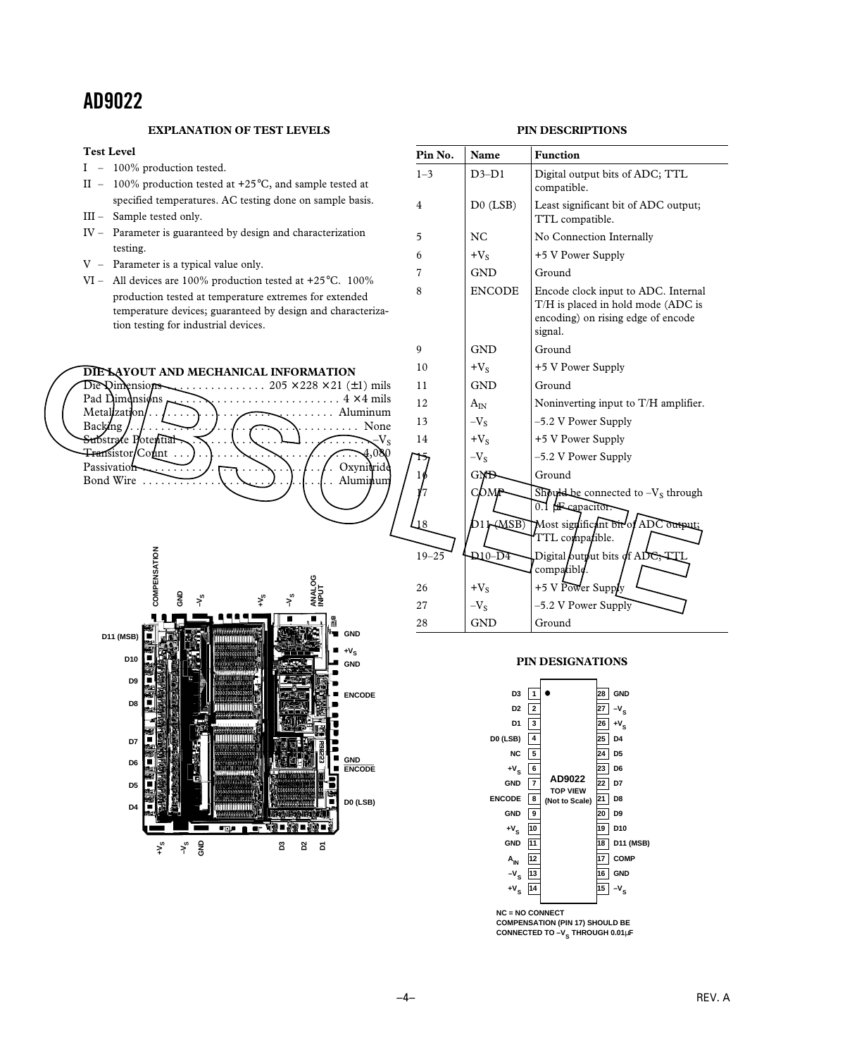## EXPLANATION OF TEST LEVELS

**Test Level**

- I – 100% production tested.
- II – 100% production tested at +25°C, and sample tested at specified temperatures. AC testing done on sample basis.
- III – Sample tested only.
- IV – Parameter is guaranteed by design and characterization testing.
- V – Parameter is a typical value only.
- VI – All devices are 100% production tested at +25°C. 100% production tested at temperature extremes for extended temperature devices; guaranteed by design and characterization testing for industrial devices.

## DIE LAYOUT AND MECHANICAL INFORMATION

| | |
|---|---|
| Die Dimensions | 205 × 228 × 21 (±1) mils |
| Pad Dimensions | 4 × 4 mils |
| Metalization | Aluminum |
| Backing | None |
| Substrate Potential | $-V_S$ |
| Transistor Count | 4,080 |
| Passivation | Oxynitride |
| Bond Wire | Aluminum |

## PIN DESCRIPTIONS

| Pin No. | Name | Function |
|---|---|---|
| 1–3 | D3–D1 | Digital output bits of ADC; TTL compatible. |
| 4 | D0 (LSB) | Least significant bit of ADC output; TTL compatible. |
| 5 | NC | No Connection Internally |
| 6 | $+V_S$ | +5 V Power Supply |
| 7 | GND | Ground |
| 8 | ENCODE | Encode clock input to ADC. Internal T/H is placed in hold mode (ADC is encoding) on rising edge of encode signal. |
| 9 | GND | Ground |
| 10 | $+V_S$ | +5 V Power Supply |
| 11 | GND | Ground |
| 12 | $A_{IN}$ | Noninverting input to T/H amplifier. |
| 13 | $-V_S$ | –5.2 V Power Supply |
| 14 | $+V_S$ | +5 V Power Supply |
| 15 | $-V_S$ | –5.2 V Power Supply |
| 16 | GND | Ground |
| 17 | COMP | Should be connected to $-V_S$ through 0.1 µF capacitor. |
| 18 | D11 (MSB) | Most significant bit of ADC output; TTL compatible. |
| 19–25 | D10–D4 | Digital output bits of ADC; TTL compatible. |
| 26 | $+V_S$ | +5 V Power Supply |
| 27 | $-V_S$ | –5.2 V Power Supply |
| 28 | GND | Ground |

## PIN DESIGNATIONS

| Pin | Name | Pin | Name |
|---|---|---|---|
| 1 | D3 | 28 | GND |
| 2 | D2 | 27 | $-V_S$ |
| 3 | D1 | 26 | $+V_S$ |
| 4 | D0 (LSB) | 25 | D4 |
| 5 | NC | 24 | D5 |
| 6 | $+V_S$ | 23 | D6 |
| 7 | GND | 22 | D7 |
| 8 | ENCODE | 21 | D8 |
| 9 | GND | 20 | D9 |
| 10 | $+V_S$ | 19 | D10 |
| 11 | GND | 18 | D11 (MSB) |
| 12 | $A_{IN}$ | 17 | COMP |
| 13 | $-V_S$ | 16 | GND |
| 14 | $+V_S$ | 15 | $-V_S$ |

AD9022 TOP VIEW (Not to Scale)

NC = NO CONNECT
COMPENSATION (PIN 17) SHOULD BE CONNECTED TO $-V_S$ THROUGH 0.01µF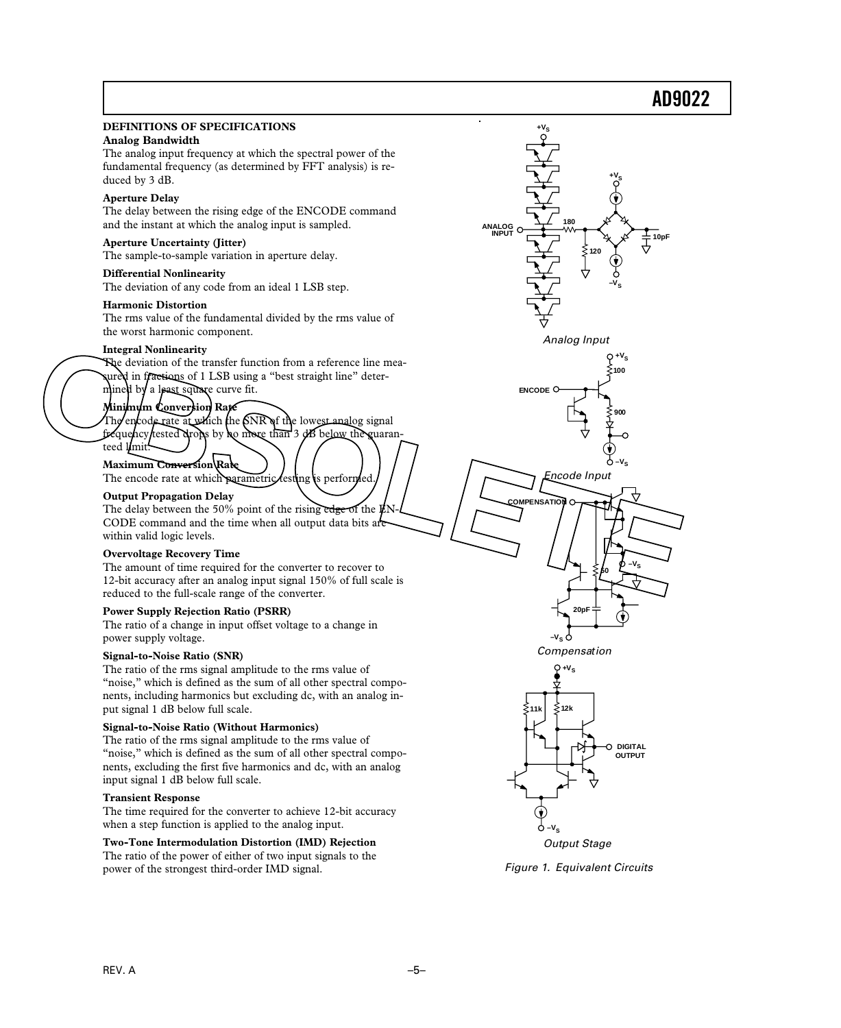## DEFINITIONS OF SPECIFICATIONS

### Analog Bandwidth

The analog input frequency at which the spectral power of the fundamental frequency (as determined by FFT analysis) is reduced by 3 dB.

### Aperture Delay

The delay between the rising edge of the ENCODE command and the instant at which the analog input is sampled.

### Aperture Uncertainty (Jitter)

The sample-to-sample variation in aperture delay.

### Differential Nonlinearity

The deviation of any code from an ideal 1 LSB step.

### Harmonic Distortion

The rms value of the fundamental divided by the rms value of the worst harmonic component.

### Integral Nonlinearity

The deviation of the transfer function from a reference line measured in fractions of 1 LSB using a "best straight line" determined by a least square curve fit.

### Minimum Conversion Rate

The encode rate at which the SNR of the lowest analog signal frequency tested drops by no more than 3 dB below the guaranteed limit.

### Maximum Conversion Rate

The encode rate at which parametric testing is performed.

### Output Propagation Delay

The delay between the 50% point of the rising edge of the ENCODE command and the time when all output data bits are within valid logic levels.

### Overvoltage Recovery Time

The amount of time required for the converter to recover to 12-bit accuracy after an analog input signal 150% of full scale is reduced to the full-scale range of the converter.

### Power Supply Rejection Ratio (PSRR)

The ratio of a change in input offset voltage to a change in power supply voltage.

### Signal-to-Noise Ratio (SNR)

The ratio of the rms signal amplitude to the rms value of "noise," which is defined as the sum of all other spectral components, including harmonics but excluding dc, with an analog input signal 1 dB below full scale.

### Signal-to-Noise Ratio (Without Harmonics)

The ratio of the rms signal amplitude to the rms value of "noise," which is defined as the sum of all other spectral components, excluding the first five harmonics and dc, with an analog input signal 1 dB below full scale.

### Transient Response

The time required for the converter to achieve 12-bit accuracy when a step function is applied to the analog input.

### Two-Tone Intermodulation Distortion (IMD) Rejection

The ratio of the power of either of two input signals to the power of the strongest third-order IMD signal.

Analog Input

Encode Input

Compensation

Output Stage

Figure 1. Equivalent Circuits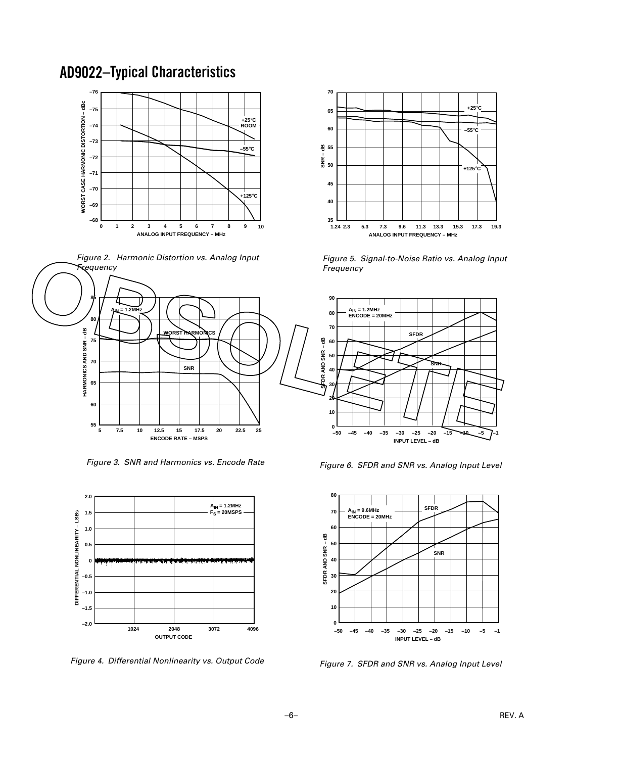# AD9022–Typical Characteristics

Figure 2. Harmonic Distortion vs. Analog Input Frequency

Figure 5. Signal-to-Noise Ratio vs. Analog Input Frequency

Figure 3. SNR and Harmonics vs. Encode Rate

Figure 6. SFDR and SNR vs. Analog Input Level

Figure 4. Differential Nonlinearity vs. Output Code

Figure 7. SFDR and SNR vs. Analog Input Level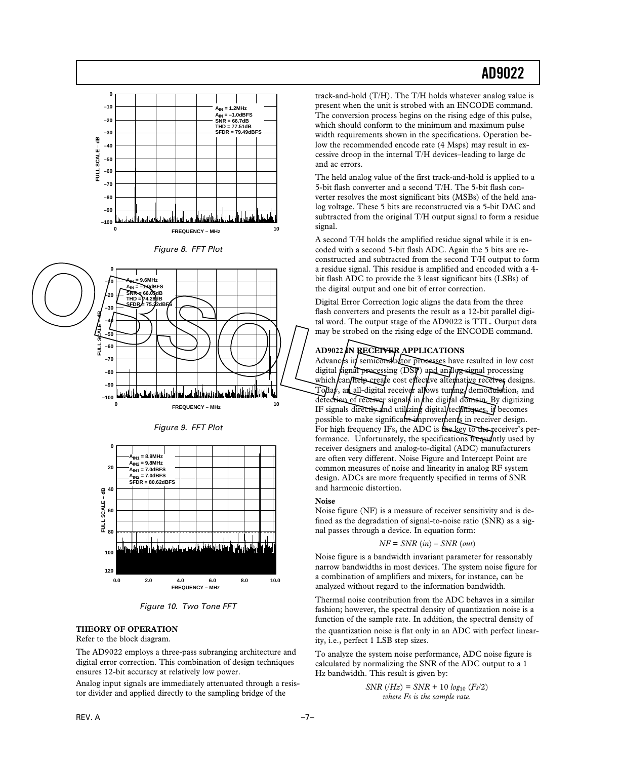Figure 8. FFT Plot

Figure 9. FFT Plot

Figure 10. Two Tone FFT

## THEORY OF OPERATION

Refer to the block diagram.

The AD9022 employs a three-pass subranging architecture and digital error correction. This combination of design techniques ensures 12-bit accuracy at relatively low power.

Analog input signals are immediately attenuated through a resistor divider and applied directly to the sampling bridge of the track-and-hold (T/H). The T/H holds whatever analog value is present when the unit is strobed with an ENCODE command. The conversion process begins on the rising edge of this pulse, which should conform to the minimum and maximum pulse width requirements shown in the specifications. Operation below the recommended encode rate (4 Msps) may result in excessive droop in the internal T/H devices–leading to large dc and ac errors.

The held analog value of the first track-and-hold is applied to a 5-bit flash converter and a second T/H. The 5-bit flash converter resolves the most significant bits (MSBs) of the held analog voltage. These 5 bits are reconstructed via a 5-bit DAC and subtracted from the original T/H output signal to form a residue signal.

A second T/H holds the amplified residue signal while it is encoded with a second 5-bit flash ADC. Again the 5 bits are reconstructed and subtracted from the second T/H output to form a residue signal. This residue is amplified and encoded with a 4-bit flash ADC to provide the 3 least significant bits (LSBs) of the digital output and one bit of error correction.

Digital Error Correction logic aligns the data from the three flash converters and presents the result as a 12-bit parallel digital word. The output stage of the AD9022 is TTL. Output data may be strobed on the rising edge of the ENCODE command.

## AD9022 IN RECEIVER APPLICATIONS

Advances in semiconductor processes have resulted in low cost digital signal processing (DSP) and analog signal processing which can help create cost effective alternative receiver designs. Today, an all-digital receiver allows tuning, demodulation, and detection of receiver signals in the digital domain. By digitizing IF signals directly and utilizing digital techniques, it becomes possible to make significant improvements in receiver design. For high frequency IFs, the ADC is the key to the receiver's performance. Unfortunately, the specifications frequently used by receiver designers and analog-to-digital (ADC) manufacturers are often very different. Noise Figure and Intercept Point are common measures of noise and linearity in analog RF system design. ADCs are more frequently specified in terms of SNR and harmonic distortion.

### Noise

Noise figure (NF) is a measure of receiver sensitivity and is defined as the degradation of signal-to-noise ratio (SNR) as a signal passes through a device. In equation form:

$$NF = SNR\,(in) - SNR\,(out)$$

Noise figure is a bandwidth invariant parameter for reasonably narrow bandwidths in most devices. The system noise figure for a combination of amplifiers and mixers, for instance, can be analyzed without regard to the information bandwidth.

Thermal noise contribution from the ADC behaves in a similar fashion; however, the spectral density of quantization noise is a function of the sample rate. In addition, the spectral density of the quantization noise is flat only in an ADC with perfect linearity, i.e., perfect 1 LSB step sizes.

To analyze the system noise performance, ADC noise figure is calculated by normalizing the SNR of the ADC output to a 1 Hz bandwidth. This result is given by:

$$SNR\,(/Hz) = SNR + 10\,log_{10}\,(Fs/2)$$

*where Fs is the sample rate.*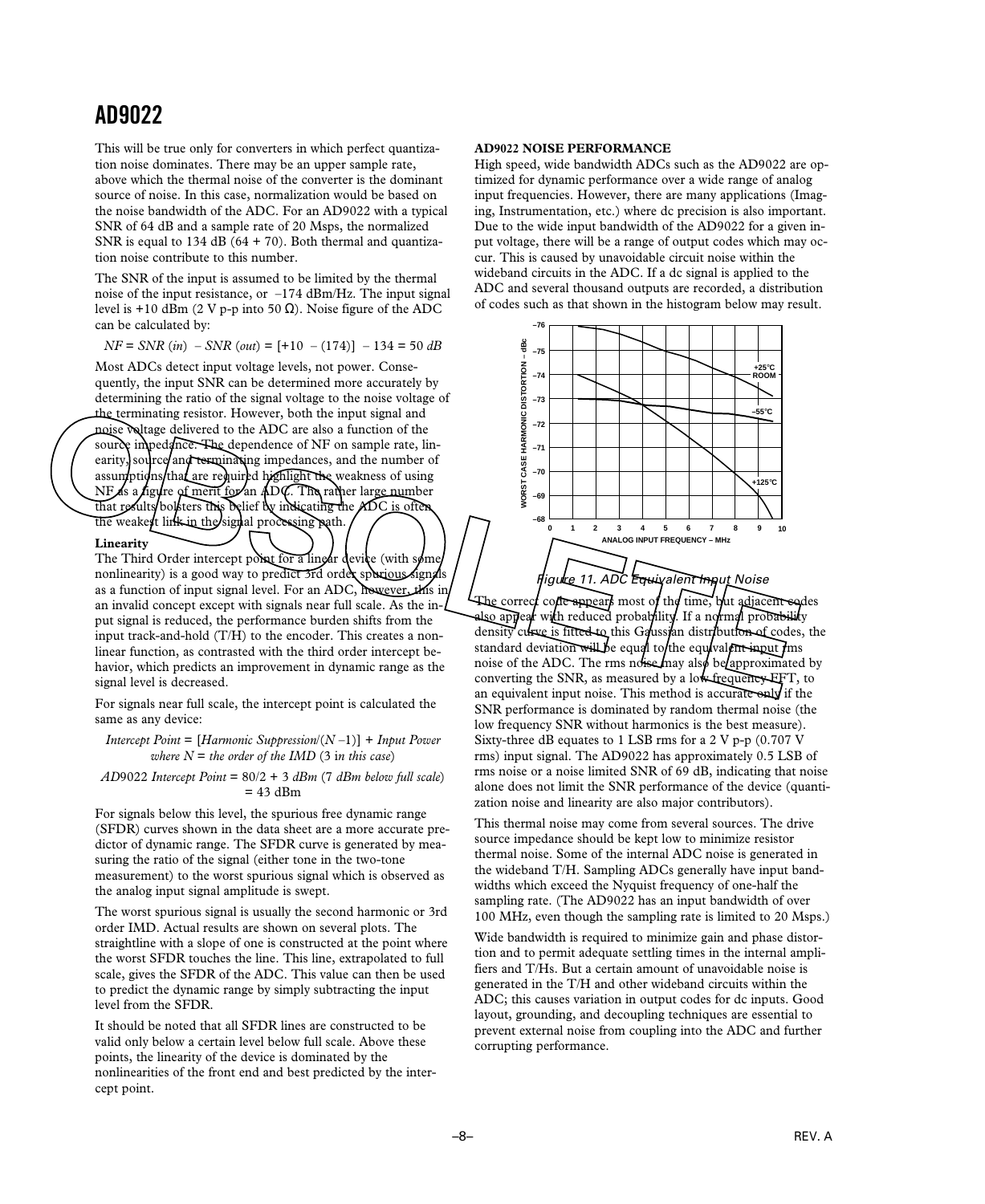This will be true only for converters in which perfect quantization noise dominates. There may be an upper sample rate, above which the thermal noise of the converter is the dominant source of noise. In this case, normalization would be based on the noise bandwidth of the ADC. For an AD9022 with a typical SNR of 64 dB and a sample rate of 20 Msps, the normalized SNR is equal to 134 dB (64 + 70). Both thermal and quantization noise contribute to this number.

The SNR of the input is assumed to be limited by the thermal noise of the input resistance, or –174 dBm/Hz. The input signal level is +10 dBm (2 V p-p into 50 Ω). Noise figure of the ADC can be calculated by:

$$NF = SNR\,(in) - SNR\,(out) = [+10 - (174)] - 134 = 50\ dB$$

Most ADCs detect input voltage levels, not power. Consequently, the input SNR can be determined more accurately by determining the ratio of the signal voltage to the noise voltage of the terminating resistor. However, both the input signal and noise voltage delivered to the ADC are also a function of the source impedance. The dependence of NF on sample rate, linearity, source and terminating impedances, and the number of assumptions that are required highlight the weakness of using NF as a figure of merit for an ADC. The rather large number that results bolsters this belief by indicating the ADC is often the weakest link in the signal processing path.

**Linearity**

The Third Order intercept point for a linear device (with some nonlinearity) is a good way to predict 3rd order spurious signals as a function of input signal level. For an ADC, however, this in an invalid concept except with signals near full scale. As the input signal is reduced, the performance burden shifts from the input track-and-hold (T/H) to the encoder. This creates a nonlinear function, as contrasted with the third order intercept behavior, which predicts an improvement in dynamic range as the signal level is decreased.

For signals near full scale, the intercept point is calculated the same as any device:

$$Intercept\ Point = [Harmonic\ Suppression/(N-1)] + Input\ Power$$
*where N = the order of the IMD (3 in this case)*

$$AD9022\ Intercept\ Point = 80/2 + 3\ dBm\ (7\ dBm\ below\ full\ scale) = 43\ dBm$$

For signals below this level, the spurious free dynamic range (SFDR) curves shown in the data sheet are a more accurate predictor of dynamic range. The SFDR curve is generated by measuring the ratio of the signal (either tone in the two-tone measurement) to the worst spurious signal which is observed as the analog input signal amplitude is swept.

The worst spurious signal is usually the second harmonic or 3rd order IMD. Actual results are shown on several plots. The straightline with a slope of one is constructed at the point where the worst SFDR touches the line. This line, extrapolated to full scale, gives the SFDR of the ADC. This value can then be used to predict the dynamic range by simply subtracting the input level from the SFDR.

It should be noted that all SFDR lines are constructed to be valid only below a certain level below full scale. Above these points, the linearity of the device is dominated by the nonlinearities of the front end and best predicted by the intercept point.

**AD9022 NOISE PERFORMANCE**

High speed, wide bandwidth ADCs such as the AD9022 are optimized for dynamic performance over a wide range of analog input frequencies. However, there are many applications (Imaging, Instrumentation, etc.) where dc precision is also important. Due to the wide input bandwidth of the AD9022 for a given input voltage, there will be a range of output codes which may occur. This is caused by unavoidable circuit noise within the wideband circuits in the ADC. If a dc signal is applied to the ADC and several thousand outputs are recorded, a distribution of codes such as that shown in the histogram below may result.

*Figure 11. ADC Equivalent Input Noise*

The correct code appears most of the time, but adjacent codes also appear with reduced probability. If a normal probability density curve is fitted to this Gaussian distribution of codes, the standard deviation will be equal to the equivalent input rms noise of the ADC. The rms noise may also be approximated by converting the SNR, as measured by a low frequency FFT, to an equivalent input noise. This method is accurate only if the SNR performance is dominated by random thermal noise (the low frequency SNR without harmonics is the best measure). Sixty-three dB equates to 1 LSB rms for a 2 V p-p (0.707 V rms) input signal. The AD9022 has approximately 0.5 LSB of rms noise or a noise limited SNR of 69 dB, indicating that noise alone does not limit the SNR performance of the device (quantization noise and linearity are also major contributors).

This thermal noise may come from several sources. The drive source impedance should be kept low to minimize resistor thermal noise. Some of the internal ADC noise is generated in the wideband T/H. Sampling ADCs generally have input bandwidths which exceed the Nyquist frequency of one-half the sampling rate. (The AD9022 has an input bandwidth of over 100 MHz, even though the sampling rate is limited to 20 Msps.)

Wide bandwidth is required to minimize gain and phase distortion and to permit adequate settling times in the internal amplifiers and T/Hs. But a certain amount of unavoidable noise is generated in the T/H and other wideband circuits within the ADC; this causes variation in output codes for dc inputs. Good layout, grounding, and decoupling techniques are essential to prevent external noise from coupling into the ADC and further corrupting performance.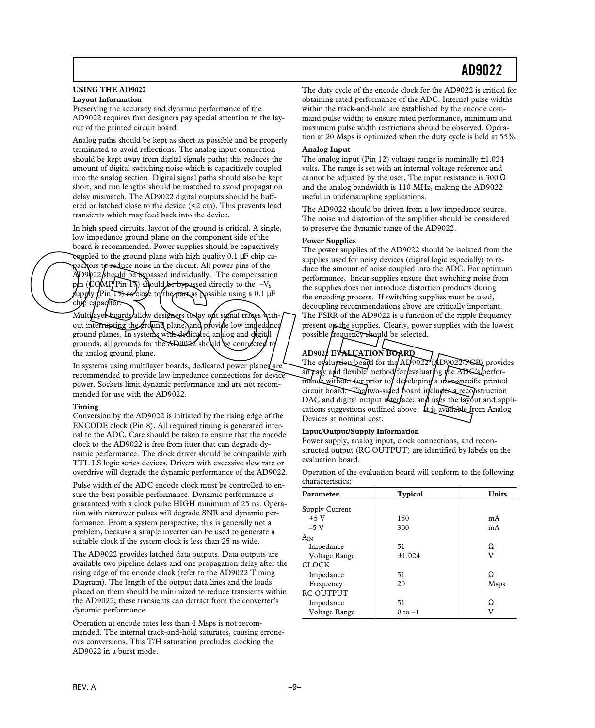## USING THE AD9022

### Layout Information

Preserving the accuracy and dynamic performance of the AD9022 requires that designers pay special attention to the layout of the printed circuit board.

Analog paths should be kept as short as possible and be properly terminated to avoid reflections. The analog input connection should be kept away from digital signals paths; this reduces the amount of digital switching noise which is capacitively coupled into the analog section. Digital signal paths should also be kept short, and run lengths should be matched to avoid propagation delay mismatch. The AD9022 digital outputs should be buffered or latched close to the device (<2 cm). This prevents load transients which may feed back into the device.

In high speed circuits, layout of the ground is critical. A single, low impedance ground plane on the component side of the board is recommended. Power supplies should be capacitively coupled to the ground plane with high quality 0.1 µF chip capacitors to reduce noise in the circuit. All power pins of the AD9022 should be bypassed individually. The compensation pin (COMP, Pin 17) should be bypassed directly to the $-V_S$ supply (Pin 15) as close to the part as possible using a 0.1 µF chip capacitor.

Multilayer boards allow designers to lay out signal traces without interrupting the ground plane, and provide low impedance ground planes. In systems with dedicated analog and digital grounds, all grounds for the AD9022 should be connected to the analog ground plane.

In systems using multilayer boards, dedicated power planes are recommended to provide low impedance connections for device power. Sockets limit dynamic performance and are not recommended for use with the AD9022.

### Timing

Conversion by the AD9022 is initiated by the rising edge of the ENCODE clock (Pin 8). All required timing is generated internal to the ADC. Care should be taken to ensure that the encode clock to the AD9022 is free from jitter that can degrade dynamic performance. The clock driver should be compatible with TTL LS logic series devices. Drivers with excessive slew rate or overdrive will degrade the dynamic performance of the AD9022.

Pulse width of the ADC encode clock must be controlled to ensure the best possible performance. Dynamic performance is guaranteed with a clock pulse HIGH minimum of 25 ns. Operation with narrower pulses will degrade SNR and dynamic performance. From a system perspective, this is generally not a problem, because a simple inverter can be used to generate a suitable clock if the system clock is less than 25 ns wide.

The AD9022 provides latched data outputs. Data outputs are available two pipeline delays and one propagation delay after the rising edge of the encode clock (refer to the AD9022 Timing Diagram). The length of the output data lines and the loads placed on them should be minimized to reduce transients within the AD9022; these transients can detract from the converter's dynamic performance.

Operation at encode rates less than 4 Msps is not recommended. The internal track-and-hold saturates, causing erroneous conversions. This T/H saturation precludes clocking the AD9022 in a burst mode.

The duty cycle of the encode clock for the AD9022 is critical for obtaining rated performance of the ADC. Internal pulse widths within the track-and-hold are established by the encode command pulse width; to ensure rated performance, minimum and maximum pulse width restrictions should be observed. Operation at 20 Msps is optimized when the duty cycle is held at 55%.

### Analog Input

The analog input (Pin 12) voltage range is nominally ±1.024 volts. The range is set with an internal voltage reference and cannot be adjusted by the user. The input resistance is 300 Ω and the analog bandwidth is 110 MHz, making the AD9022 useful in undersampling applications.

The AD9022 should be driven from a low impedance source. The noise and distortion of the amplifier should be considered to preserve the dynamic range of the AD9022.

### Power Supplies

The power supplies of the AD9022 should be isolated from the supplies used for noisy devices (digital logic especially) to reduce the amount of noise coupled into the ADC. For optimum performance, linear supplies ensure that switching noise from the supplies does not introduce distortion products during the encoding process. If switching supplies must be used, decoupling recommendations above are critically important. The PSRR of the AD9022 is a function of the ripple frequency present on the supplies. Clearly, power supplies with the lowest possible frequency should be selected.

## AD9022 EVALUATION BOARD

The evaluation board for the AD9022 (AD9022/PCB) provides an easy and flexible method for evaluating the ADC's performance without (or prior to) developing a user-specific printed circuit board. The two-sided board includes a reconstruction DAC and digital output interface; and uses the layout and applications suggestions outlined above. It is available from Analog Devices at nominal cost.

### Input/Output/Supply Information

Power supply, analog input, clock connections, and reconstructed output (RC OUTPUT) are identified by labels on the evaluation board.

Operation of the evaluation board will conform to the following characteristics:

| Parameter | Typical | Units |
|---|---|---|
| Supply Current | | |
| +5 V | 150 | mA |
| –5 V | 300 | mA |
| $A_{IN}$ | | |
| Impedance | 51 | Ω |
| Voltage Range | ±1.024 | V |
| CLOCK | | |
| Impedance | 51 | Ω |
| Frequency | 20 | Msps |
| RC OUTPUT | | |
| Impedance | 51 | Ω |
| Voltage Range | 0 to –1 | V |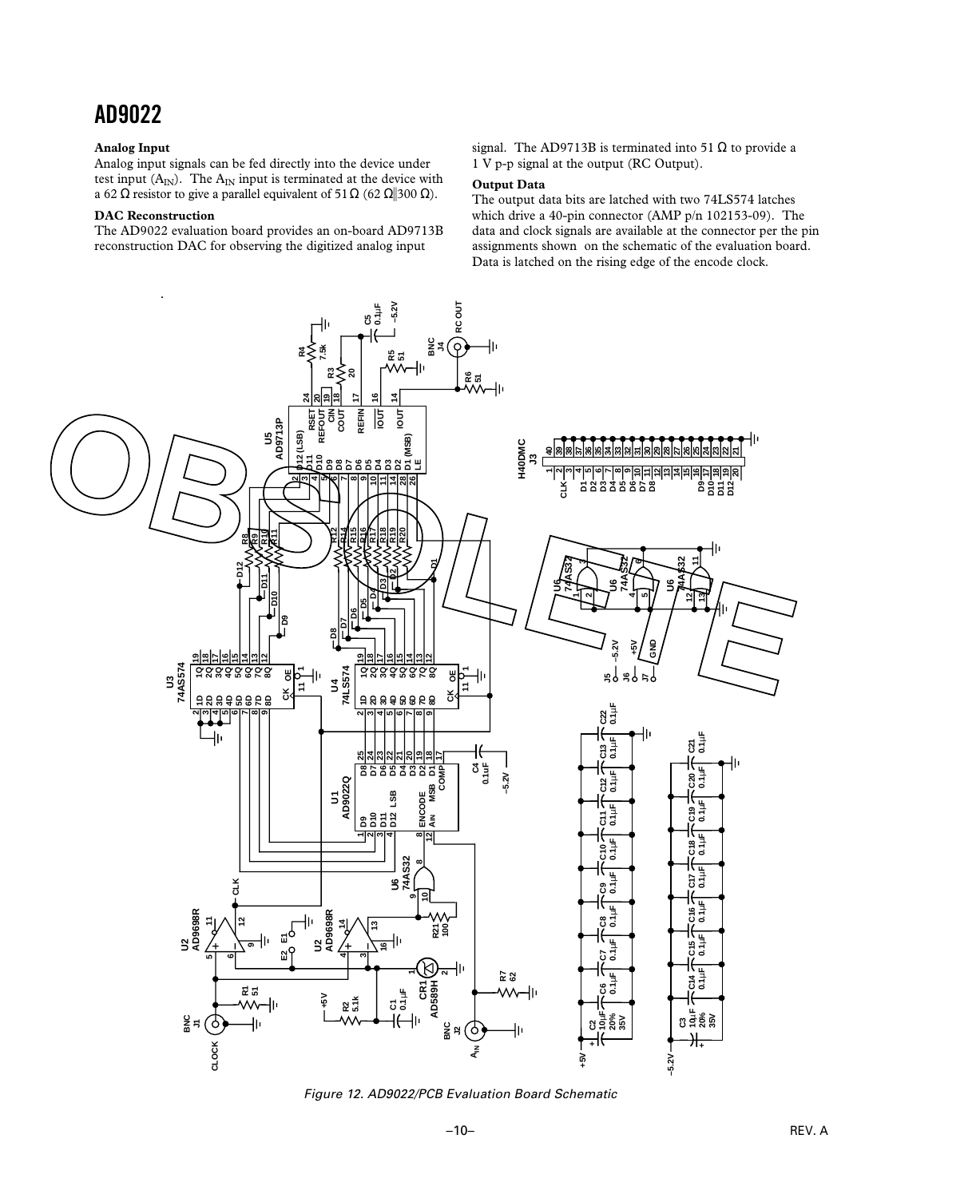### Analog Input

Analog input signals can be fed directly into the device under test input ($A_{IN}$). The $A_{IN}$ input is terminated at the device with a 62 Ω resistor to give a parallel equivalent of 51 Ω (62 Ω||300 Ω).

### DAC Reconstruction

The AD9022 evaluation board provides an on-board AD9713B reconstruction DAC for observing the digitized analog input signal. The AD9713B is terminated into 51 Ω to provide a 1 V p-p signal at the output (RC Output).

### Output Data

The output data bits are latched with two 74LS574 latches which drive a 40-pin connector (AMP p/n 102153-09). The data and clock signals are available at the connector per the pin assignments shown on the schematic of the evaluation board. Data is latched on the rising edge of the encode clock.

*Figure 12. AD9022/PCB Evaluation Board Schematic*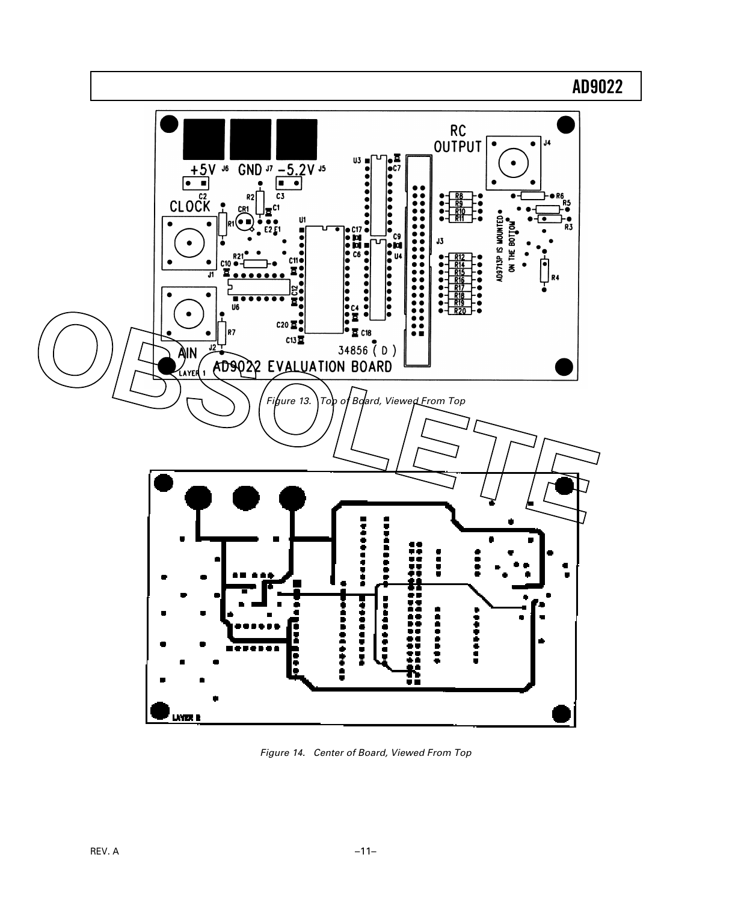Figure 13. Top of Board, Viewed From Top

Figure 14. Center of Board, Viewed From Top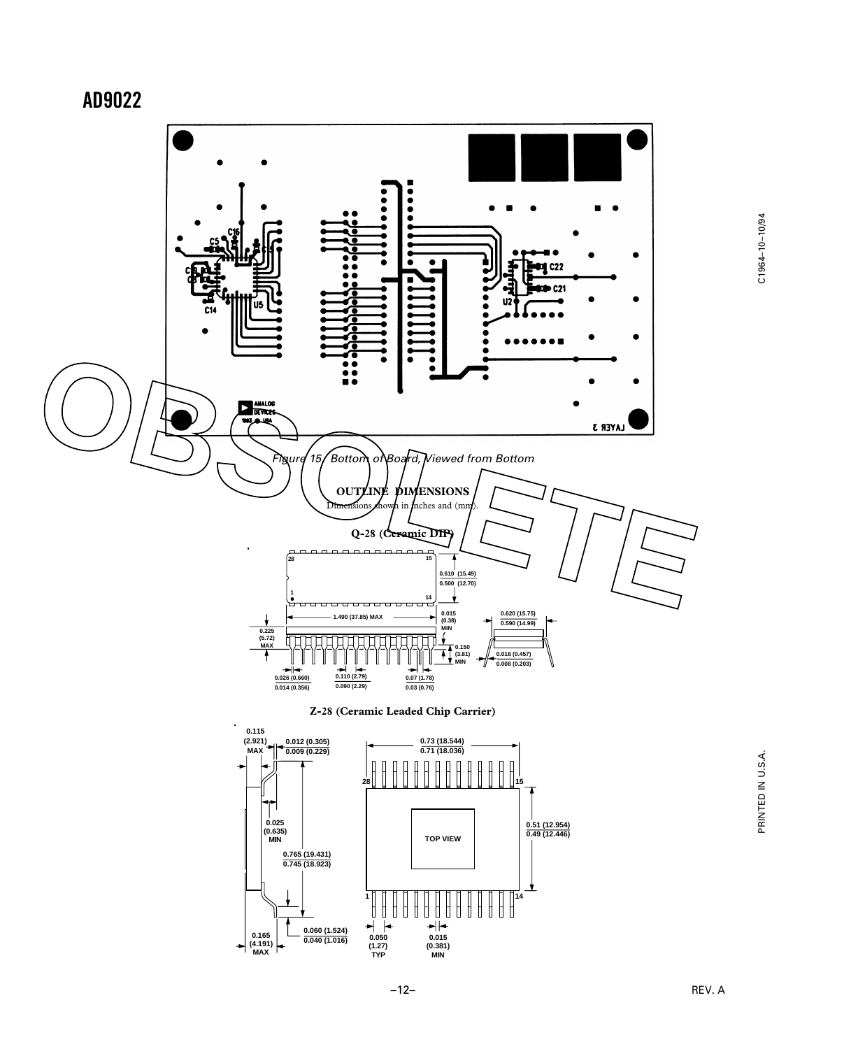Figure 15. Bottom of Board, Viewed from Bottom

## OUTLINE DIMENSIONS

Dimensions shown in inches and (mm).

### Q-28 (Ceramic DIP)

28
15
1
14
0.610 (15.49)
0.500 (12.70)
1.490 (37.85) MAX
0.015 (0.38) MIN
0.620 (15.75)
0.590 (14.99)
0.225 (5.72) MAX
0.150 (3.81) MIN
0.018 (0.457)
0.008 (0.203)
0.026 (0.660)
0.014 (0.356)
0.110 (2.79)
0.090 (2.29)
0.07 (1.78)
0.03 (0.76)

### Z-28 (Ceramic Leaded Chip Carrier)

0.115 (2.921) MAX
0.012 (0.305)
0.009 (0.229)
0.73 (18.544)
0.71 (18.036)
28
15
0.025 (0.635) MIN
0.765 (19.431)
0.745 (18.923)
TOP VIEW
0.51 (12.954)
0.49 (12.446)
1
14
0.165 (4.191) MAX
0.060 (1.524)
0.040 (1.016)
0.050 (1.27) TYP
0.015 (0.381) MIN

C1964–10–10/94

PRINTED IN U.S.A.